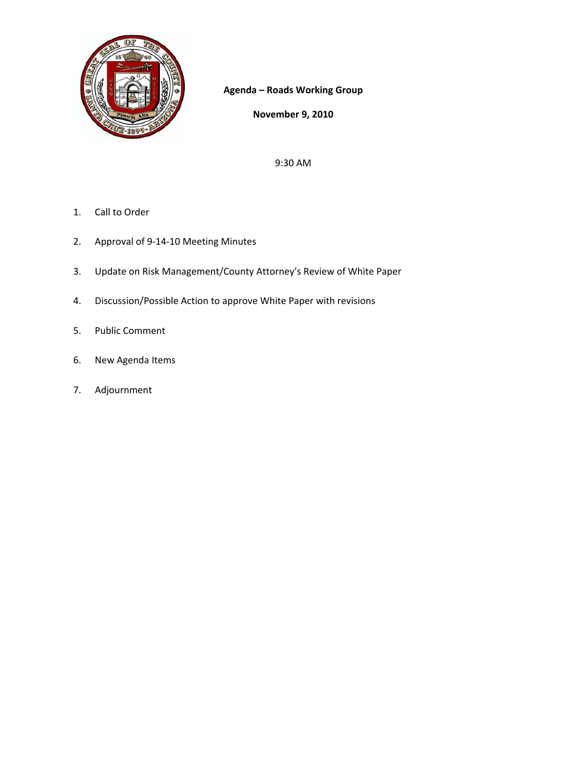**Agenda – Roads Working Group**

**November 9, 2010**

9:30 AM

1. Call to Order
2. Approval of 9-14-10 Meeting Minutes
3. Update on Risk Management/County Attorney's Review of White Paper
4. Discussion/Possible Action to approve White Paper with revisions
5. Public Comment
6. New Agenda Items
7. Adjournment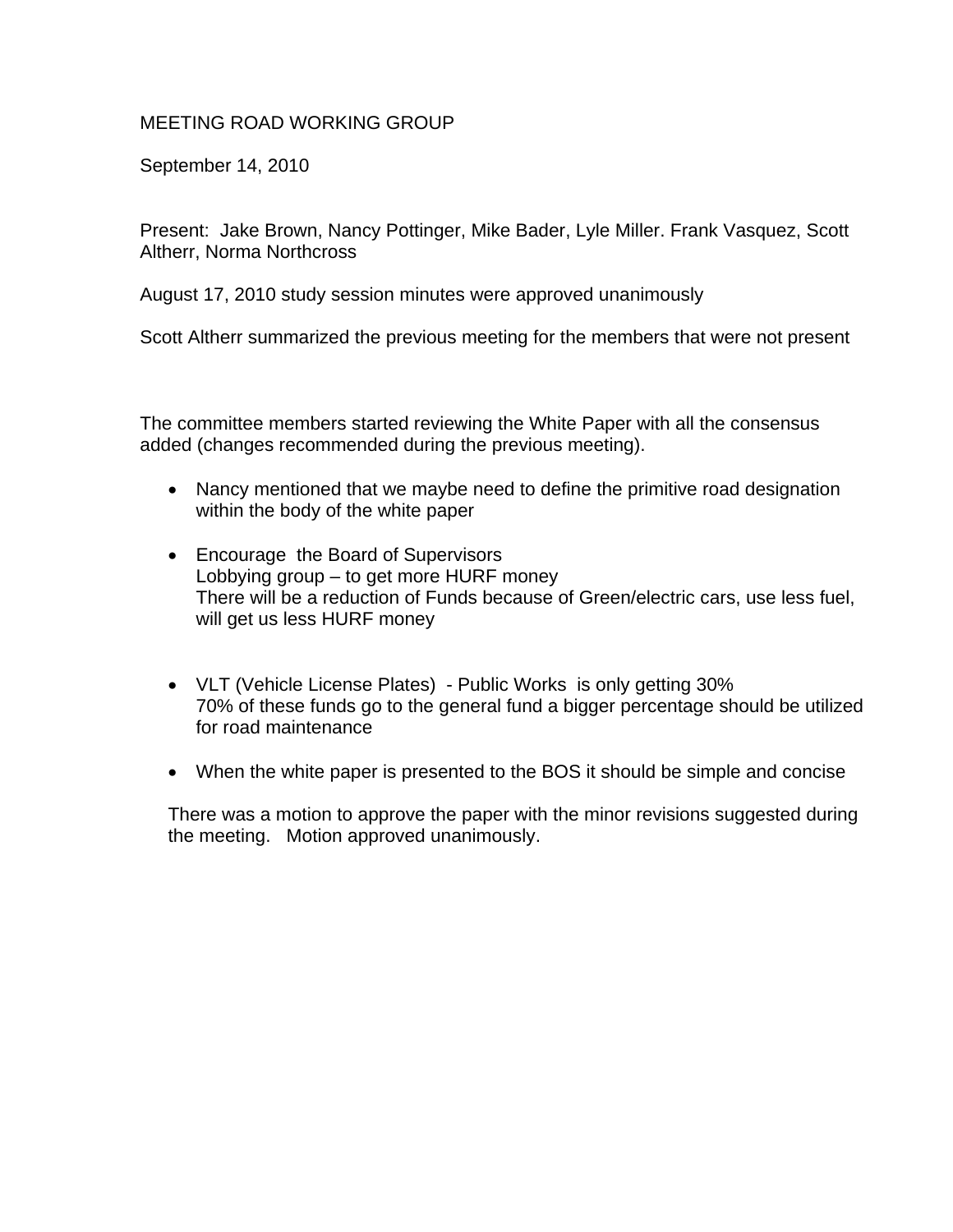MEETING ROAD WORKING GROUP

September 14, 2010

Present: Jake Brown, Nancy Pottinger, Mike Bader, Lyle Miller. Frank Vasquez, Scott Altherr, Norma Northcross

August 17, 2010 study session minutes were approved unanimously

Scott Altherr summarized the previous meeting for the members that were not present

The committee members started reviewing the White Paper with all the consensus added (changes recommended during the previous meeting).

- Nancy mentioned that we maybe need to define the primitive road designation within the body of the white paper

- Encourage the Board of Supervisors
  Lobbying group – to get more HURF money
  There will be a reduction of Funds because of Green/electric cars, use less fuel, will get us less HURF money

- VLT (Vehicle License Plates) - Public Works is only getting 30%
  70% of these funds go to the general fund a bigger percentage should be utilized for road maintenance

- When the white paper is presented to the BOS it should be simple and concise

There was a motion to approve the paper with the minor revisions suggested during the meeting. Motion approved unanimously.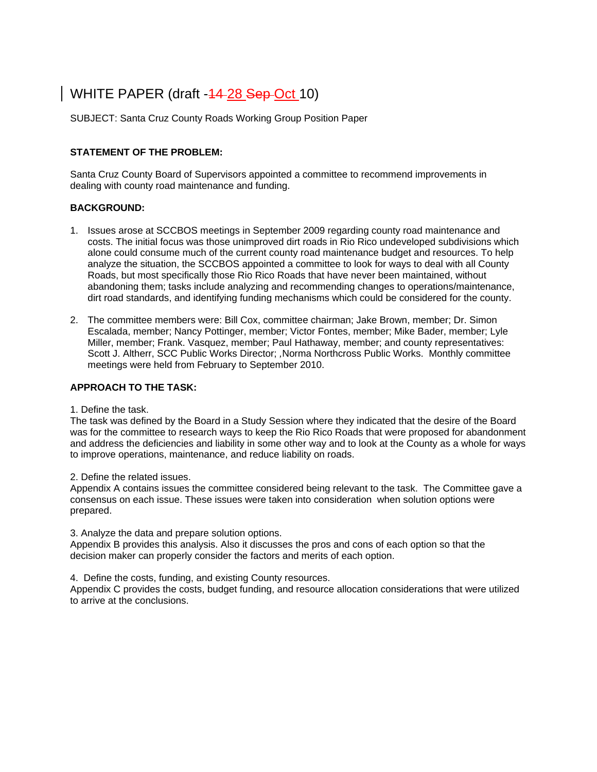# WHITE PAPER (draft -~~14~~ 28 ~~Sep~~ Oct 10)

SUBJECT: Santa Cruz County Roads Working Group Position Paper

**STATEMENT OF THE PROBLEM:**

Santa Cruz County Board of Supervisors appointed a committee to recommend improvements in dealing with county road maintenance and funding.

**BACKGROUND:**

1. Issues arose at SCCBOS meetings in September 2009 regarding county road maintenance and costs. The initial focus was those unimproved dirt roads in Rio Rico undeveloped subdivisions which alone could consume much of the current county road maintenance budget and resources. To help analyze the situation, the SCCBOS appointed a committee to look for ways to deal with all County Roads, but most specifically those Rio Rico Roads that have never been maintained, without abandoning them; tasks include analyzing and recommending changes to operations/maintenance, dirt road standards, and identifying funding mechanisms which could be considered for the county.

2. The committee members were: Bill Cox, committee chairman; Jake Brown, member; Dr. Simon Escalada, member; Nancy Pottinger, member; Victor Fontes, member; Mike Bader, member; Lyle Miller, member; Frank. Vasquez, member; Paul Hathaway, member; and county representatives: Scott J. Altherr, SCC Public Works Director; ,Norma Northcross Public Works. Monthly committee meetings were held from February to September 2010.

**APPROACH TO THE TASK:**

1. Define the task.
The task was defined by the Board in a Study Session where they indicated that the desire of the Board was for the committee to research ways to keep the Rio Rico Roads that were proposed for abandonment and address the deficiencies and liability in some other way and to look at the County as a whole for ways to improve operations, maintenance, and reduce liability on roads.

2. Define the related issues.
Appendix A contains issues the committee considered being relevant to the task. The Committee gave a consensus on each issue. These issues were taken into consideration when solution options were prepared.

3. Analyze the data and prepare solution options.
Appendix B provides this analysis. Also it discusses the pros and cons of each option so that the decision maker can properly consider the factors and merits of each option.

4. Define the costs, funding, and existing County resources.
Appendix C provides the costs, budget funding, and resource allocation considerations that were utilized to arrive at the conclusions.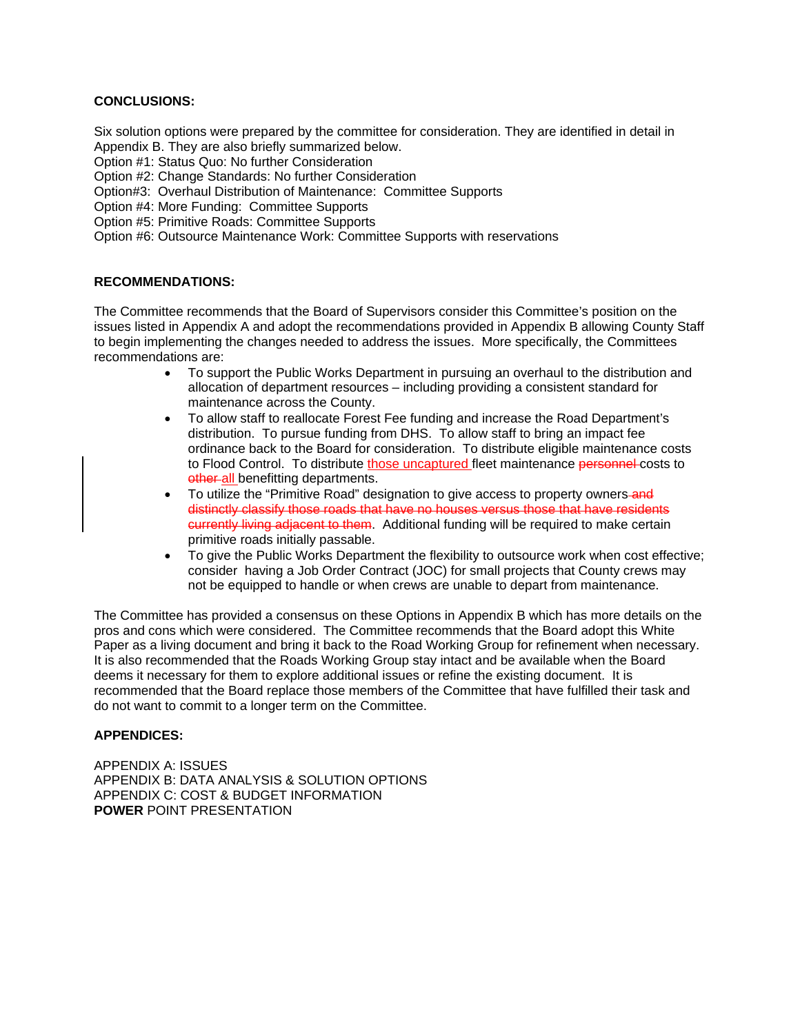**CONCLUSIONS:**

Six solution options were prepared by the committee for consideration. They are identified in detail in Appendix B. They are also briefly summarized below.

Option #1: Status Quo: No further Consideration
Option #2: Change Standards: No further Consideration
Option#3: Overhaul Distribution of Maintenance: Committee Supports
Option #4: More Funding: Committee Supports
Option #5: Primitive Roads: Committee Supports
Option #6: Outsource Maintenance Work: Committee Supports with reservations

**RECOMMENDATIONS:**

The Committee recommends that the Board of Supervisors consider this Committee's position on the issues listed in Appendix A and adopt the recommendations provided in Appendix B allowing County Staff to begin implementing the changes needed to address the issues. More specifically, the Committees recommendations are:

- To support the Public Works Department in pursuing an overhaul to the distribution and allocation of department resources – including providing a consistent standard for maintenance across the County.
- To allow staff to reallocate Forest Fee funding and increase the Road Department's distribution. To pursue funding from DHS. To allow staff to bring an impact fee ordinance back to the Board for consideration. To distribute eligible maintenance costs to Flood Control. To distribute those uncaptured fleet maintenance ~~personnel~~ costs to ~~other~~ all benefitting departments.
- To utilize the "Primitive Road" designation to give access to property owners ~~and distinctly classify those roads that have no houses versus those that have residents currently living adjacent to them~~. Additional funding will be required to make certain primitive roads initially passable.
- To give the Public Works Department the flexibility to outsource work when cost effective; consider having a Job Order Contract (JOC) for small projects that County crews may not be equipped to handle or when crews are unable to depart from maintenance.

The Committee has provided a consensus on these Options in Appendix B which has more details on the pros and cons which were considered. The Committee recommends that the Board adopt this White Paper as a living document and bring it back to the Road Working Group for refinement when necessary. It is also recommended that the Roads Working Group stay intact and be available when the Board deems it necessary for them to explore additional issues or refine the existing document. It is recommended that the Board replace those members of the Committee that have fulfilled their task and do not want to commit to a longer term on the Committee.

**APPENDICES:**

APPENDIX A: ISSUES
APPENDIX B: DATA ANALYSIS & SOLUTION OPTIONS
APPENDIX C: COST & BUDGET INFORMATION
**POWER** POINT PRESENTATION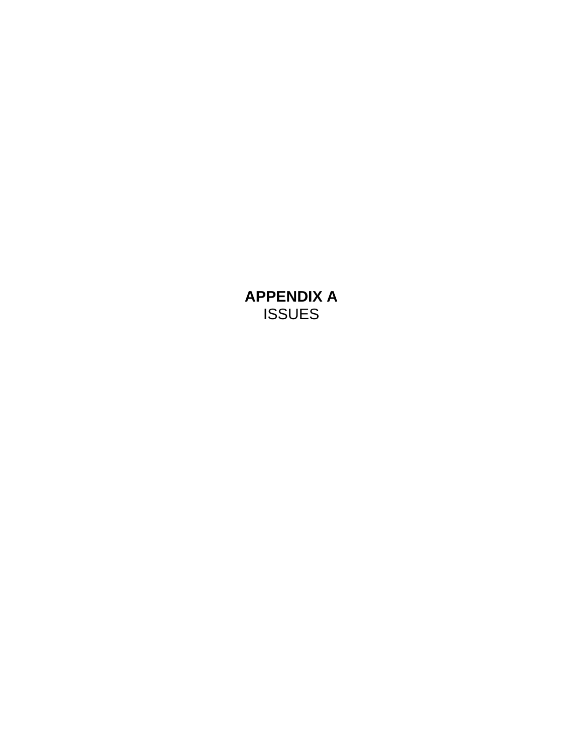# APPENDIX A
ISSUES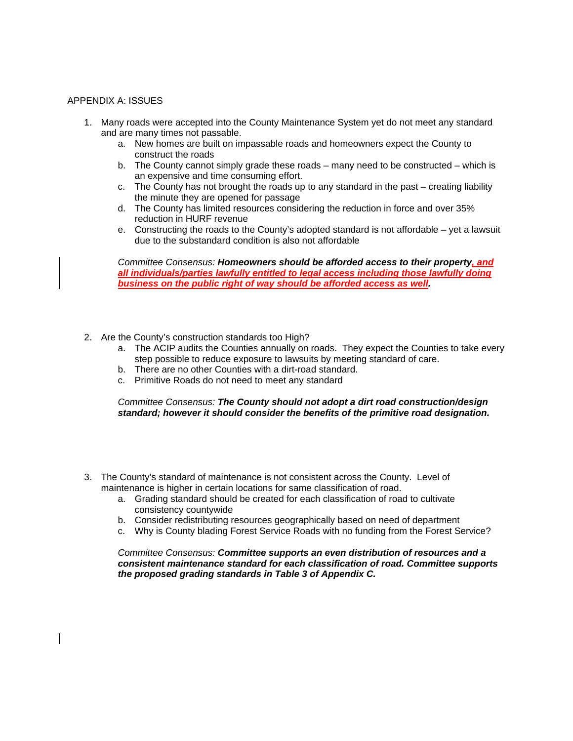APPENDIX A: ISSUES

1. Many roads were accepted into the County Maintenance System yet do not meet any standard and are many times not passable.
   a. New homes are built on impassable roads and homeowners expect the County to construct the roads
   b. The County cannot simply grade these roads – many need to be constructed – which is an expensive and time consuming effort.
   c. The County has not brought the roads up to any standard in the past – creating liability the minute they are opened for passage
   d. The County has limited resources considering the reduction in force and over 35% reduction in HURF revenue
   e. Constructing the roads to the County's adopted standard is not affordable – yet a lawsuit due to the substandard condition is also not affordable

   *Committee Consensus:* ***Homeowners should be afforded access to their property, and all individuals/parties lawfully entitled to legal access including those lawfully doing business on the public right of way should be afforded access as well.***

2. Are the County's construction standards too High?
   a. The ACIP audits the Counties annually on roads. They expect the Counties to take every step possible to reduce exposure to lawsuits by meeting standard of care.
   b. There are no other Counties with a dirt-road standard.
   c. Primitive Roads do not need to meet any standard

   *Committee Consensus:* ***The County should not adopt a dirt road construction/design standard; however it should consider the benefits of the primitive road designation.***

3. The County's standard of maintenance is not consistent across the County. Level of maintenance is higher in certain locations for same classification of road.
   a. Grading standard should be created for each classification of road to cultivate consistency countywide
   b. Consider redistributing resources geographically based on need of department
   c. Why is County blading Forest Service Roads with no funding from the Forest Service?

   *Committee Consensus:* ***Committee supports an even distribution of resources and a consistent maintenance standard for each classification of road. Committee supports the proposed grading standards in Table 3 of Appendix C.***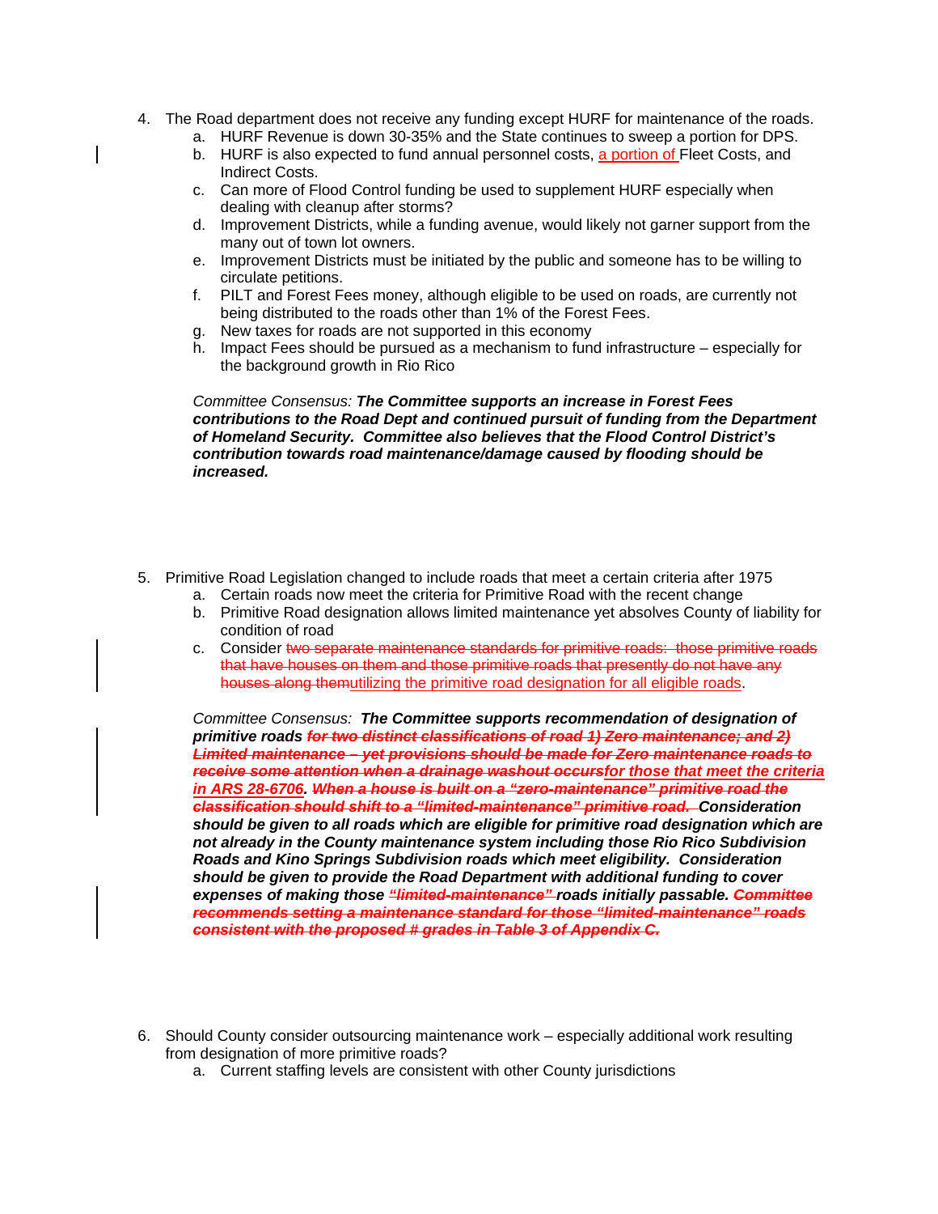4. The Road department does not receive any funding except HURF for maintenance of the roads.
   a. HURF Revenue is down 30-35% and the State continues to sweep a portion for DPS.
   b. HURF is also expected to fund annual personnel costs, a portion of Fleet Costs, and Indirect Costs.
   c. Can more of Flood Control funding be used to supplement HURF especially when dealing with cleanup after storms?
   d. Improvement Districts, while a funding avenue, would likely not garner support from the many out of town lot owners.
   e. Improvement Districts must be initiated by the public and someone has to be willing to circulate petitions.
   f. PILT and Forest Fees money, although eligible to be used on roads, are currently not being distributed to the roads other than 1% of the Forest Fees.
   g. New taxes for roads are not supported in this economy
   h. Impact Fees should be pursued as a mechanism to fund infrastructure – especially for the background growth in Rio Rico

   *Committee Consensus:* ***The Committee supports an increase in Forest Fees contributions to the Road Dept and continued pursuit of funding from the Department of Homeland Security. Committee also believes that the Flood Control District's contribution towards road maintenance/damage caused by flooding should be increased.***

5. Primitive Road Legislation changed to include roads that meet a certain criteria after 1975
   a. Certain roads now meet the criteria for Primitive Road with the recent change
   b. Primitive Road designation allows limited maintenance yet absolves County of liability for condition of road
   c. Consider ~~two separate maintenance standards for primitive roads: those primitive roads that have houses on them and those primitive roads that presently do not have any houses along them~~utilizing the primitive road designation for all eligible roads.

   *Committee Consensus:* ***The Committee supports recommendation of designation of primitive roads ~~for two distinct classifications of road 1) Zero maintenance; and 2) Limited maintenance – yet provisions should be made for Zero maintenance roads to receive some attention when a drainage washout occurs~~for those that meet the criteria in ARS 28-6706. ~~When a house is built on a "zero-maintenance" primitive road the classification should shift to a "limited-maintenance" primitive road.~~ Consideration should be given to all roads which are eligible for primitive road designation which are not already in the County maintenance system including those Rio Rico Subdivision Roads and Kino Springs Subdivision roads which meet eligibility. Consideration should be given to provide the Road Department with additional funding to cover expenses of making those ~~"limited-maintenance"~~ roads initially passable. ~~Committee recommends setting a maintenance standard for those "limited-maintenance" roads consistent with the proposed # grades in Table 3 of Appendix C.~~***

6. Should County consider outsourcing maintenance work – especially additional work resulting from designation of more primitive roads?
   a. Current staffing levels are consistent with other County jurisdictions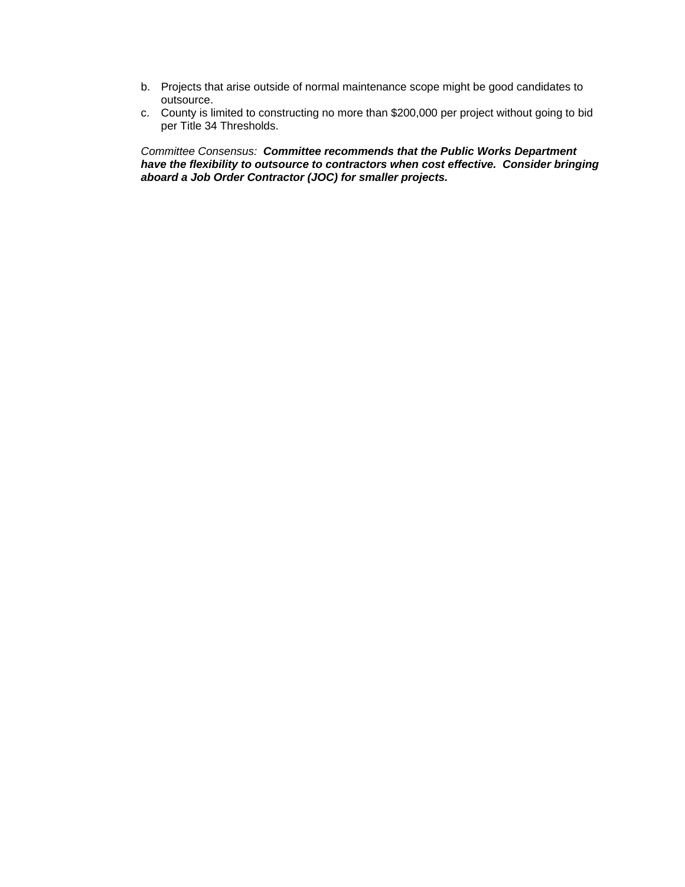b. Projects that arise outside of normal maintenance scope might be good candidates to outsource.
c. County is limited to constructing no more than $200,000 per project without going to bid per Title 34 Thresholds.

*Committee Consensus:* ***Committee recommends that the Public Works Department have the flexibility to outsource to contractors when cost effective. Consider bringing aboard a Job Order Contractor (JOC) for smaller projects.***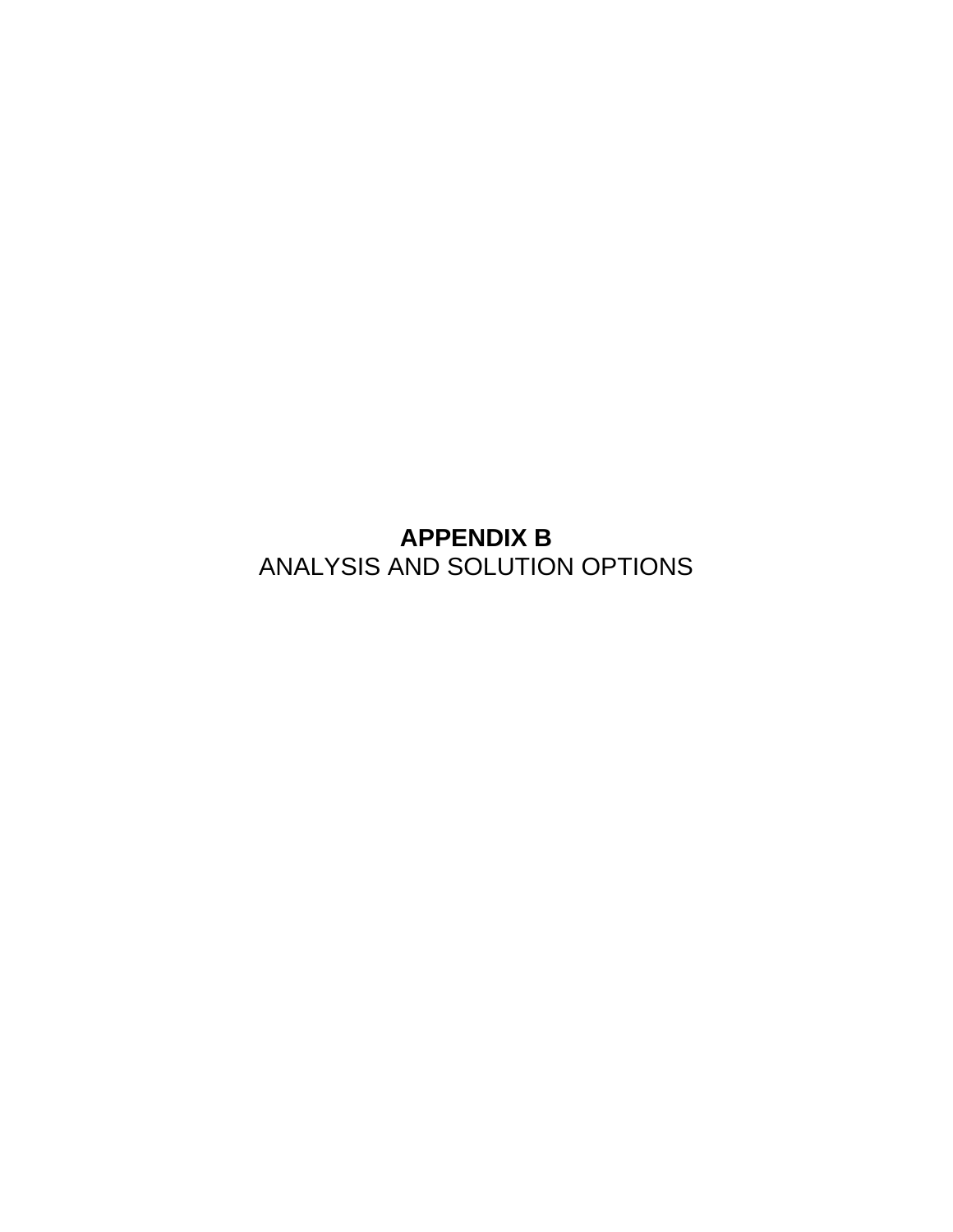# APPENDIX B

ANALYSIS AND SOLUTION OPTIONS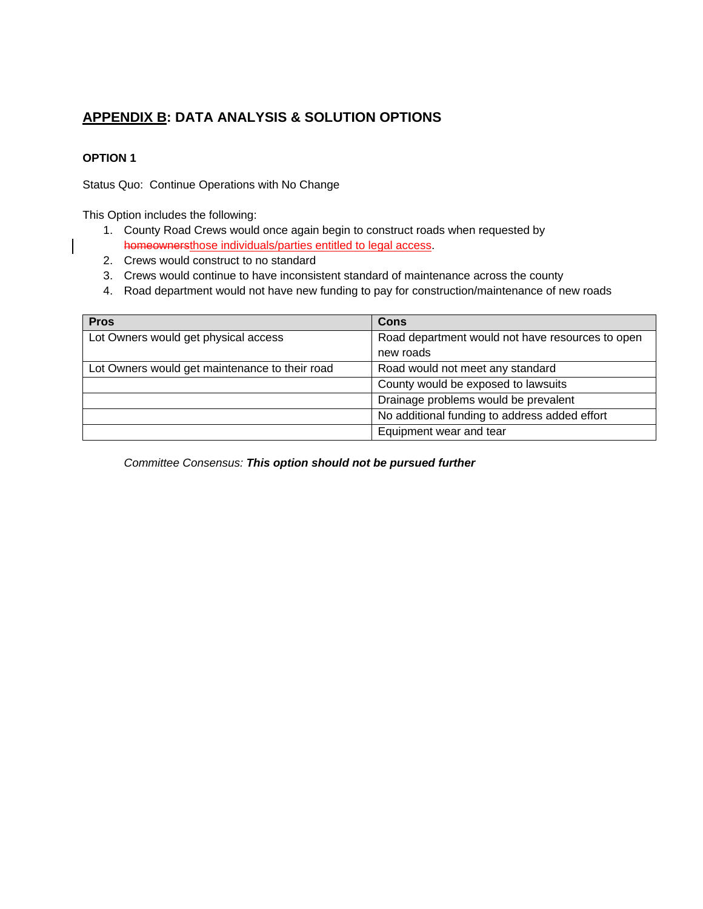## APPENDIX B: DATA ANALYSIS & SOLUTION OPTIONS

### OPTION 1

Status Quo: Continue Operations with No Change

This Option includes the following:

1. County Road Crews would once again begin to construct roads when requested by ~~homeowners~~those individuals/parties entitled to legal access.
2. Crews would construct to no standard
3. Crews would continue to have inconsistent standard of maintenance across the county
4. Road department would not have new funding to pay for construction/maintenance of new roads

| Pros | Cons |
|---|---|
| Lot Owners would get physical access | Road department would not have resources to open new roads |
| Lot Owners would get maintenance to their road | Road would not meet any standard |
| | County would be exposed to lawsuits |
| | Drainage problems would be prevalent |
| | No additional funding to address added effort |
| | Equipment wear and tear |

*Committee Consensus:* ***This option should not be pursued further***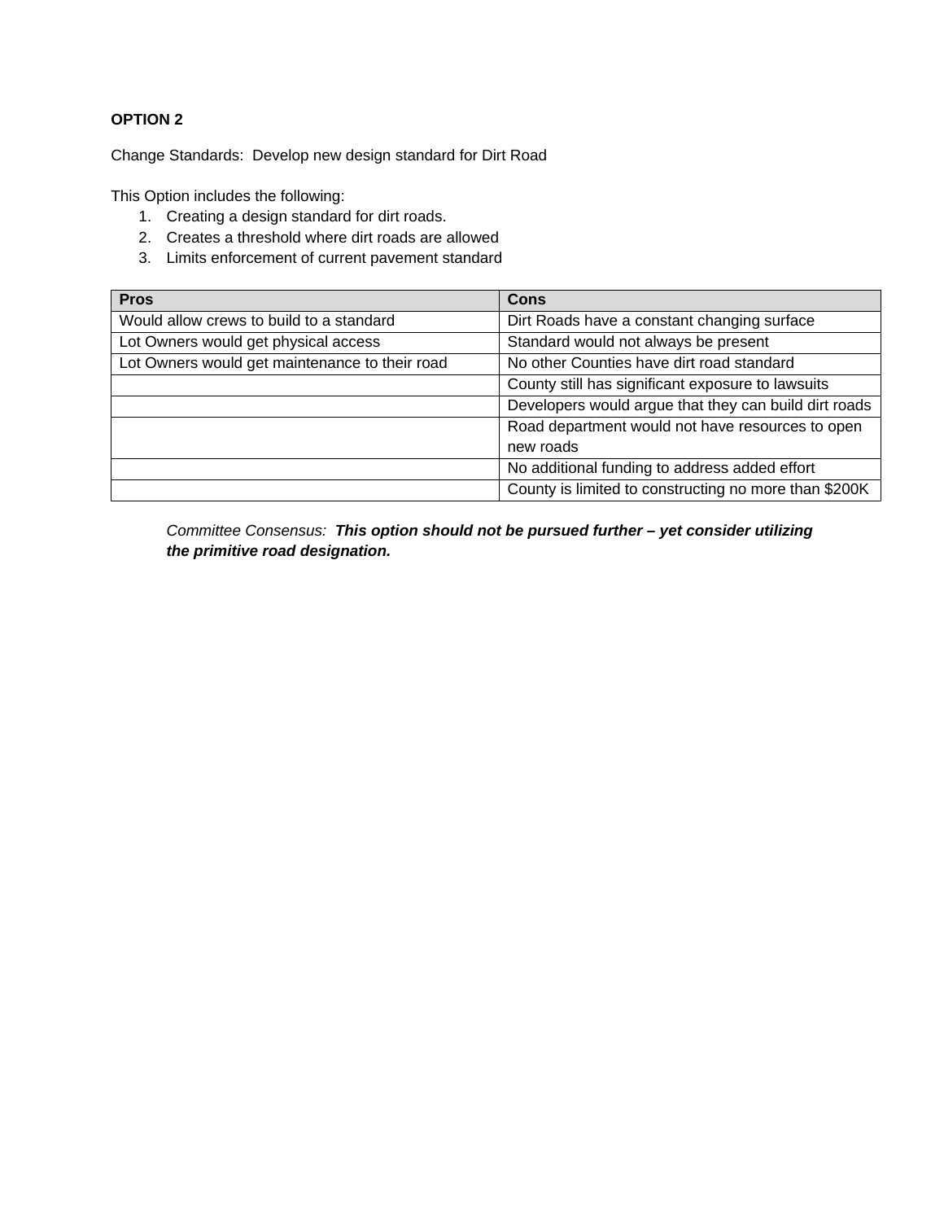**OPTION 2**

Change Standards: Develop new design standard for Dirt Road

This Option includes the following:

1. Creating a design standard for dirt roads.
2. Creates a threshold where dirt roads are allowed
3. Limits enforcement of current pavement standard

| Pros | Cons |
|---|---|
| Would allow crews to build to a standard | Dirt Roads have a constant changing surface |
| Lot Owners would get physical access | Standard would not always be present |
| Lot Owners would get maintenance to their road | No other Counties have dirt road standard |
| | County still has significant exposure to lawsuits |
| | Developers would argue that they can build dirt roads |
| | Road department would not have resources to open new roads |
| | No additional funding to address added effort |
| | County is limited to constructing no more than $200K |

*Committee Consensus:* ***This option should not be pursued further – yet consider utilizing the primitive road designation.***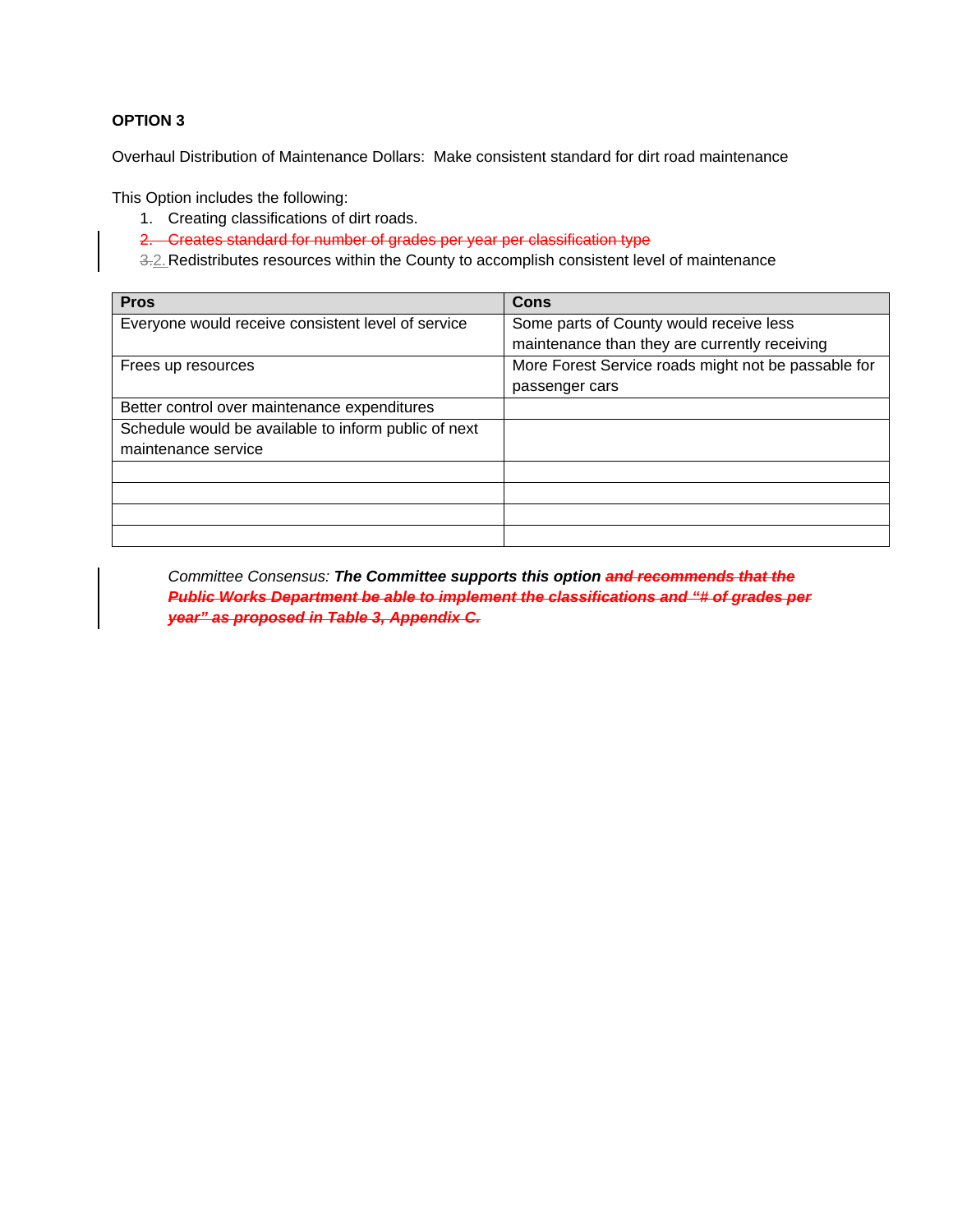**OPTION 3**

Overhaul Distribution of Maintenance Dollars: Make consistent standard for dirt road maintenance

This Option includes the following:

1. Creating classifications of dirt roads.
2. ~~Creates standard for number of grades per year per classification type~~
3. ~~3.~~2. Redistributes resources within the County to accomplish consistent level of maintenance

| Pros | Cons |
|---|---|
| Everyone would receive consistent level of service | Some parts of County would receive less maintenance than they are currently receiving |
| Frees up resources | More Forest Service roads might not be passable for passenger cars |
| Better control over maintenance expenditures | |
| Schedule would be available to inform public of next maintenance service | |
| | |
| | |
| | |
| | |

*Committee Consensus:* ***The Committee supports this option*** ***~~and recommends that the Public Works Department be able to implement the classifications and "# of grades per year" as proposed in Table 3, Appendix C.~~***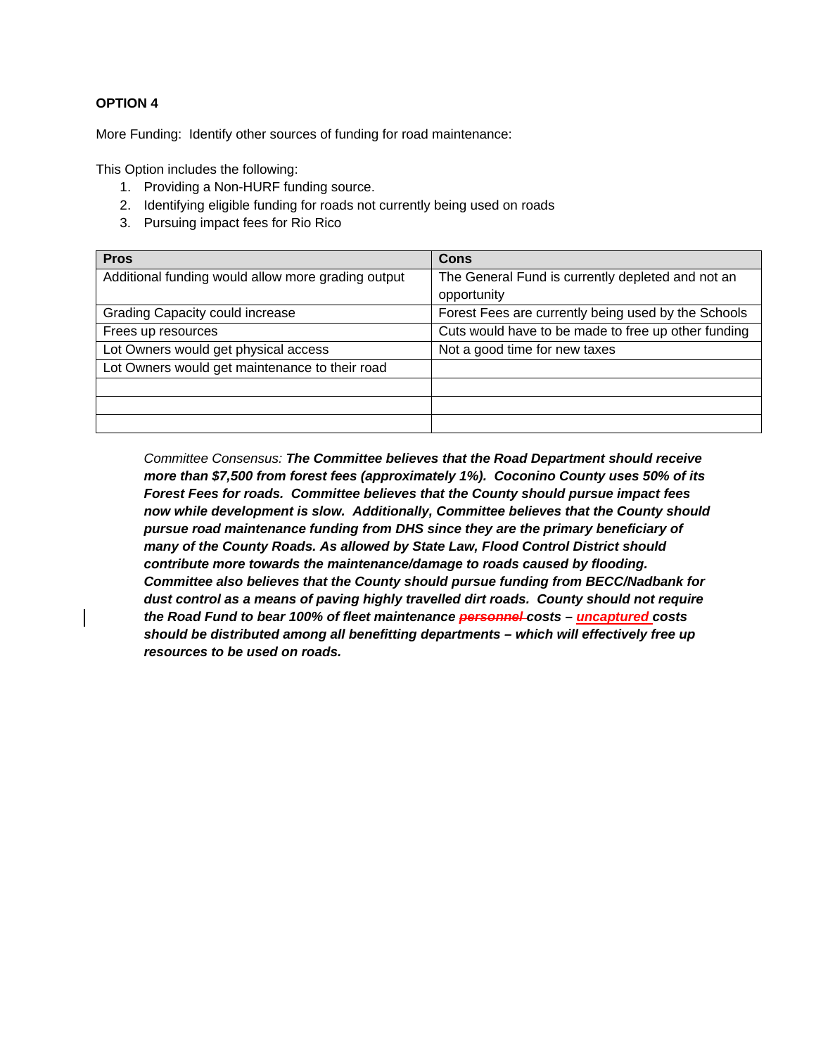**OPTION 4**

More Funding: Identify other sources of funding for road maintenance:

This Option includes the following:

1. Providing a Non-HURF funding source.
2. Identifying eligible funding for roads not currently being used on roads
3. Pursuing impact fees for Rio Rico

| Pros | Cons |
|---|---|
| Additional funding would allow more grading output | The General Fund is currently depleted and not an opportunity |
| Grading Capacity could increase | Forest Fees are currently being used by the Schools |
| Frees up resources | Cuts would have to be made to free up other funding |
| Lot Owners would get physical access | Not a good time for new taxes |
| Lot Owners would get maintenance to their road | |
| | |
| | |
| | |

*Committee Consensus:* ***The Committee believes that the Road Department should receive more than $7,500 from forest fees (approximately 1%). Coconino County uses 50% of its Forest Fees for roads. Committee believes that the County should pursue impact fees now while development is slow. Additionally, Committee believes that the County should pursue road maintenance funding from DHS since they are the primary beneficiary of many of the County Roads. As allowed by State Law, Flood Control District should contribute more towards the maintenance/damage to roads caused by flooding. Committee also believes that the County should pursue funding from BECC/Nadbank for dust control as a means of paving highly travelled dirt roads. County should not require the Road Fund to bear 100% of fleet maintenance ~~personnel~~ costs – uncaptured costs should be distributed among all benefitting departments – which will effectively free up resources to be used on roads.***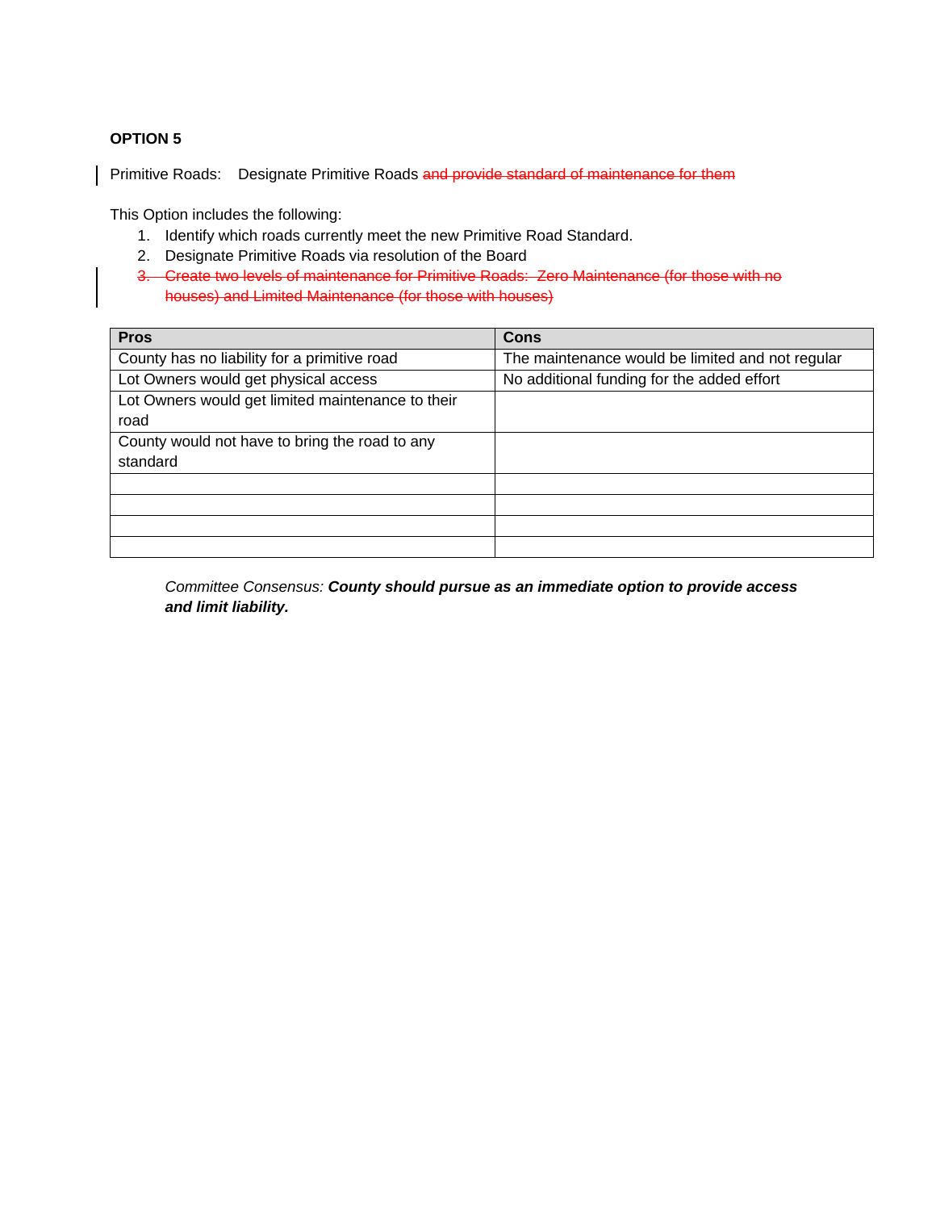**OPTION 5**

Primitive Roads: Designate Primitive Roads ~~and provide standard of maintenance for them~~

This Option includes the following:

1. Identify which roads currently meet the new Primitive Road Standard.
2. Designate Primitive Roads via resolution of the Board
3. ~~Create two levels of maintenance for Primitive Roads: Zero Maintenance (for those with no houses) and Limited Maintenance (for those with houses)~~

| Pros | Cons |
|---|---|
| County has no liability for a primitive road | The maintenance would be limited and not regular |
| Lot Owners would get physical access | No additional funding for the added effort |
| Lot Owners would get limited maintenance to their road | |
| County would not have to bring the road to any standard | |
| | |
| | |
| | |
| | |

*Committee Consensus:* ***County should pursue as an immediate option to provide access and limit liability.***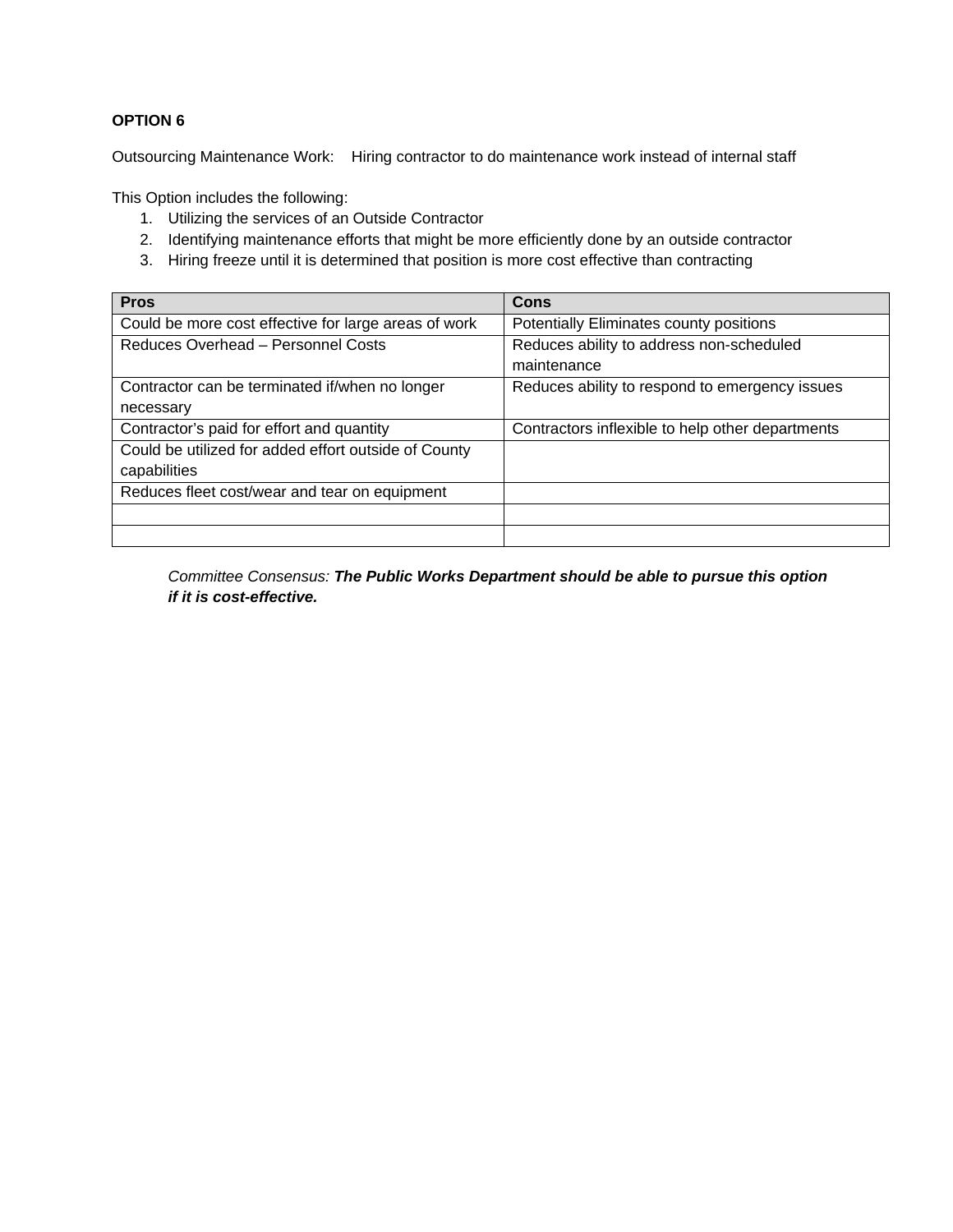**OPTION 6**

Outsourcing Maintenance Work: Hiring contractor to do maintenance work instead of internal staff

This Option includes the following:

1. Utilizing the services of an Outside Contractor
2. Identifying maintenance efforts that might be more efficiently done by an outside contractor
3. Hiring freeze until it is determined that position is more cost effective than contracting

| Pros | Cons |
|---|---|
| Could be more cost effective for large areas of work | Potentially Eliminates county positions |
| Reduces Overhead – Personnel Costs | Reduces ability to address non-scheduled maintenance |
| Contractor can be terminated if/when no longer necessary | Reduces ability to respond to emergency issues |
| Contractor’s paid for effort and quantity | Contractors inflexible to help other departments |
| Could be utilized for added effort outside of County capabilities | |
| Reduces fleet cost/wear and tear on equipment | |
| | |
| | |

*Committee Consensus:* ***The Public Works Department should be able to pursue this option if it is cost-effective.***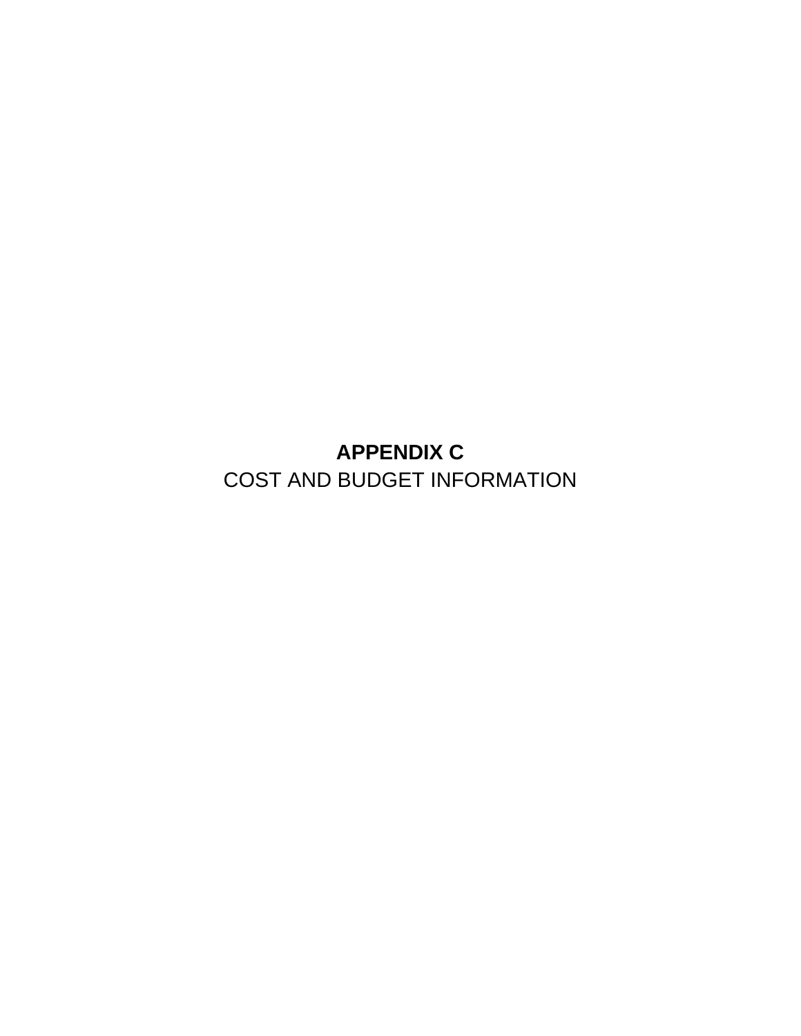# APPENDIX C

COST AND BUDGET INFORMATION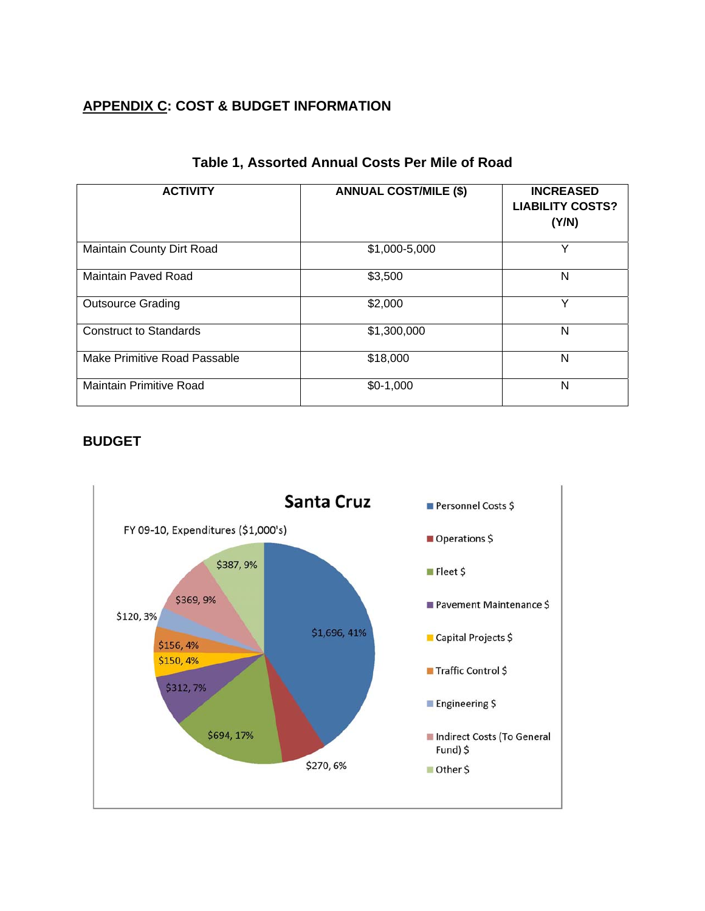## APPENDIX C: COST & BUDGET INFORMATION

**Table 1, Assorted Annual Costs Per Mile of Road**

| ACTIVITY | ANNUAL COST/MILE ($) | INCREASED LIABILITY COSTS? (Y/N) |
|---|---|---|
| Maintain County Dirt Road | $1,000-5,000 | Y |
| Maintain Paved Road | $3,500 | N |
| Outsource Grading | $2,000 | Y |
| Construct to Standards | $1,300,000 | N |
| Make Primitive Road Passable | $18,000 | N |
| Maintain Primitive Road | $0-1,000 | N |

### BUDGET

**Santa Cruz**

FY 09-10, Expenditures ($1,000's)

| Category | Amount, % |
|---|---|
| Personnel Costs $ | $1,696, 41% |
| Operations $ | $270, 6% |
| Fleet $ | $694, 17% |
| Pavement Maintenance $ | $312, 7% |
| Capital Projects $ | $150, 4% |
| Traffic Control $ | $156, 4% |
| Engineering $ | $120, 3% |
| Indirect Costs (To General Fund) $ | $369, 9% |
| Other $ | $387, 9% |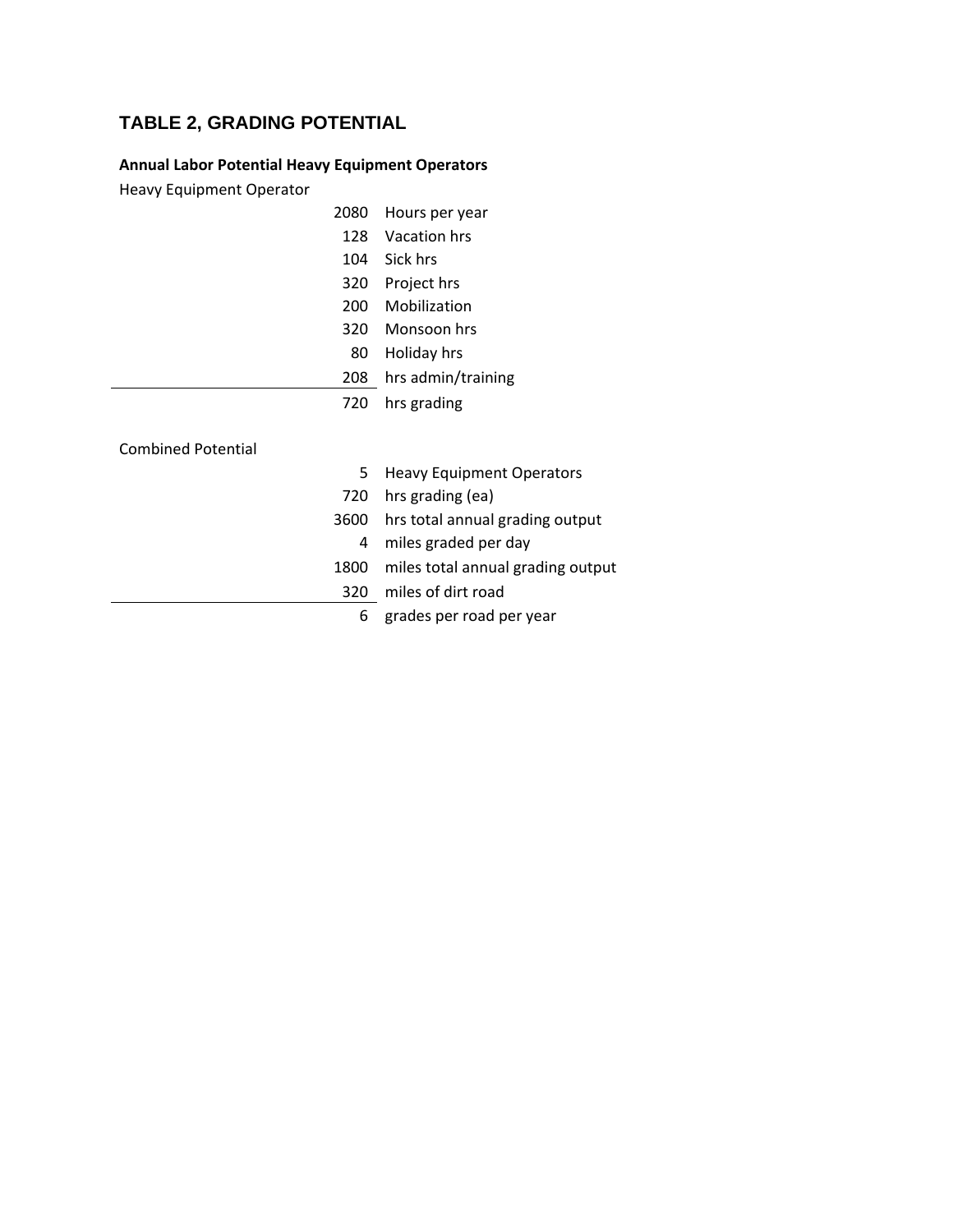## TABLE 2, GRADING POTENTIAL

**Annual Labor Potential Heavy Equipment Operators**

Heavy Equipment Operator

| | |
|---|---|
| 2080 | Hours per year |
| 128 | Vacation hrs |
| 104 | Sick hrs |
| 320 | Project hrs |
| 200 | Mobilization |
| 320 | Monsoon hrs |
| 80 | Holiday hrs |
| 208 | hrs admin/training |
| 720 | hrs grading |

Combined Potential

| | |
|---|---|
| 5 | Heavy Equipment Operators |
| 720 | hrs grading (ea) |
| 3600 | hrs total annual grading output |
| 4 | miles graded per day |
| 1800 | miles total annual grading output |
| 320 | miles of dirt road |
| 6 | grades per road per year |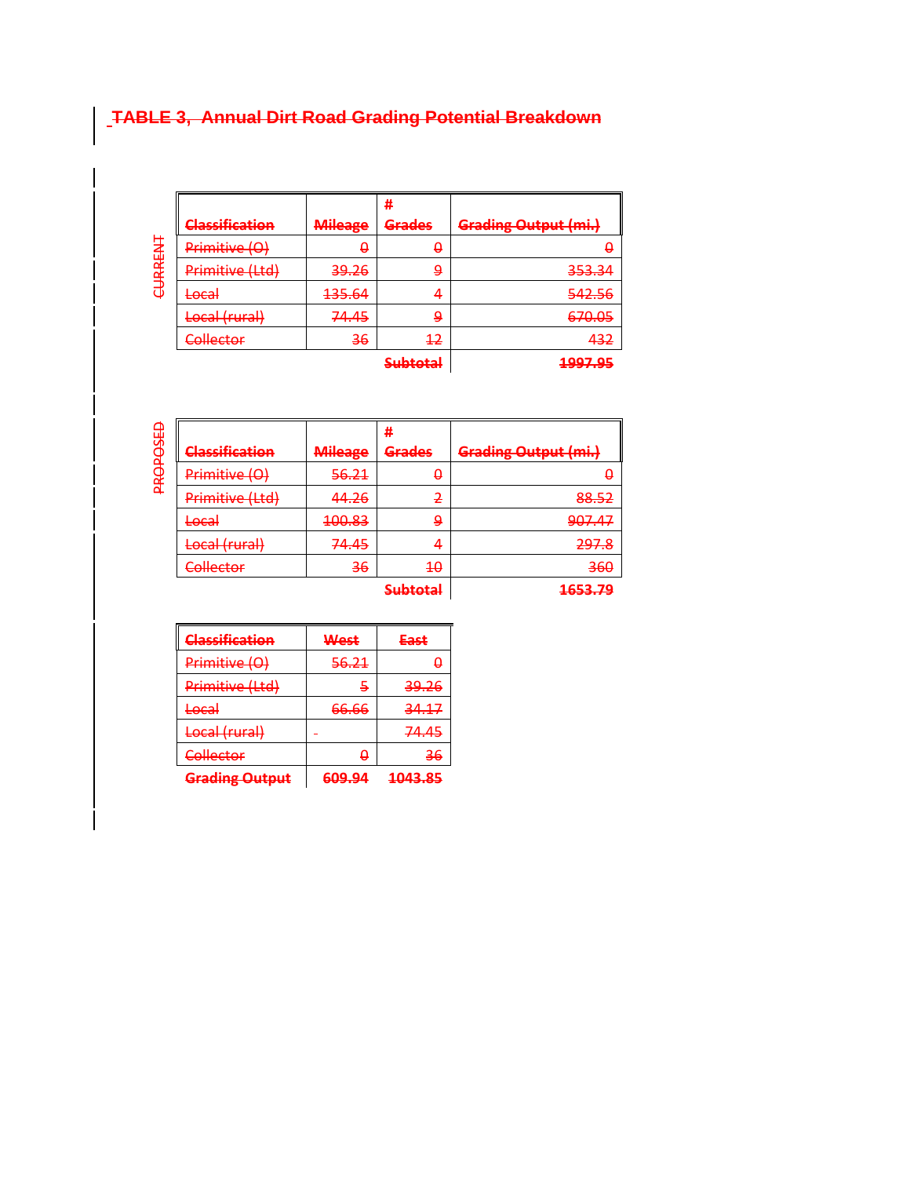# TABLE 3, Annual Dirt Road Grading Potential Breakdown

CURRENT

| Classification | Mileage | # Grades | Grading Output (mi.) |
|---|---|---|---|
| Primitive (O) | 0 | 0 | 0 |
| Primitive (Ltd) | 39.26 | 9 | 353.34 |
| Local | 135.64 | 4 | 542.56 |
| Local (rural) | 74.45 | 9 | 670.05 |
| Collector | 36 | 12 | 432 |
| | | Subtotal | 1997.95 |

PROPOSED

| Classification | Mileage | # Grades | Grading Output (mi.) |
|---|---|---|---|
| Primitive (O) | 56.21 | 0 | 0 |
| Primitive (Ltd) | 44.26 | 2 | 88.52 |
| Local | 100.83 | 9 | 907.47 |
| Local (rural) | 74.45 | 4 | 297.8 |
| Collector | 36 | 10 | 360 |
| | | Subtotal | 1653.79 |

| Classification | West | East |
|---|---|---|
| Primitive (O) | 56.21 | 0 |
| Primitive (Ltd) | 5 | 39.26 |
| Local | 66.66 | 34.17 |
| Local (rural) | - | 74.45 |
| Collector | 0 | 36 |
| Grading Output | 609.94 | 1043.85 |